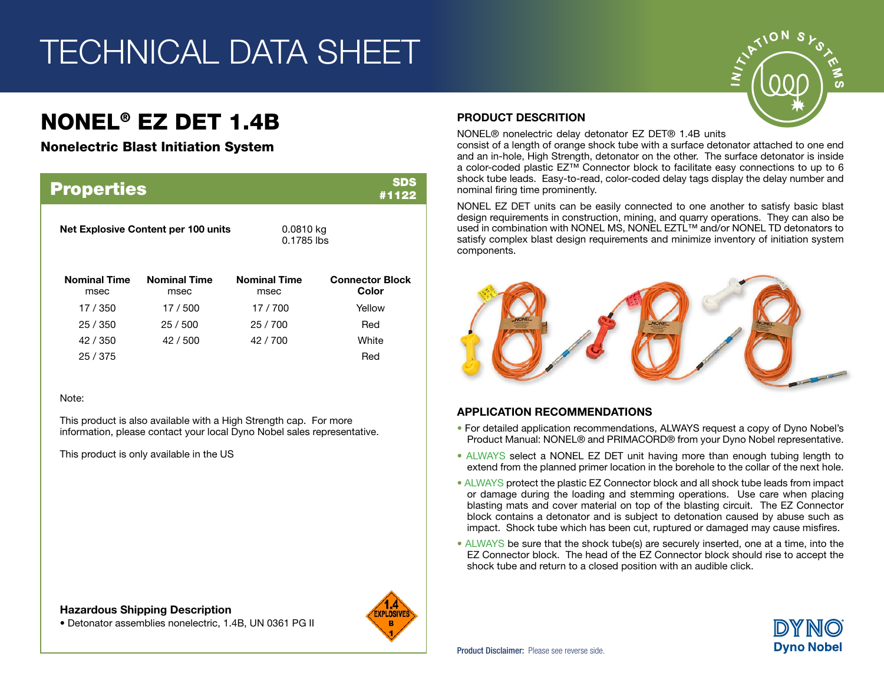# TECHNICAL DATA SHEET

## NONEL® EZ DET 1.4B

### Nonelectric Blast Initiation System

## Properties

SDS #1122

**Net Explosive Content per 100 units** 0.0810 kg 0.1785 lbs

| Nominal Time msec | Nominal Time msec | Nominal Time msec | Connector Block Color |
|---|---|---|---|
| 17 / 350 | 17 / 500 | 17 / 700 | Yellow |
| 25 / 350 | 25 / 500 | 25 / 700 | Red |
| 42 / 350 | 42 / 500 | 42 / 700 | White |
| 25 / 375 | | | Red |

Note:

This product is also available with a High Strength cap. For more information, please contact your local Dyno Nobel sales representative.

This product is only available in the US

**Hazardous Shipping Description**

- Detonator assemblies nonelectric, 1.4B, UN 0361 PG II

## PRODUCT DESCRITION

NONEL® nonelectric delay detonator EZ DET® 1.4B units consist of a length of orange shock tube with a surface detonator attached to one end and an in-hole, High Strength, detonator on the other. The surface detonator is inside a color-coded plastic EZ™ Connector block to facilitate easy connections to up to 6 shock tube leads. Easy-to-read, color-coded delay tags display the delay number and nominal firing time prominently.

NONEL EZ DET units can be easily connected to one another to satisfy basic blast design requirements in construction, mining, and quarry operations. They can also be used in combination with NONEL MS, NONEL EZTL™ and/or NONEL TD detonators to satisfy complex blast design requirements and minimize inventory of initiation system components.

## APPLICATION RECOMMENDATIONS

- For detailed application recommendations, ALWAYS request a copy of Dyno Nobel's Product Manual: NONEL® and PRIMACORD® from your Dyno Nobel representative.
- ALWAYS select a NONEL EZ DET unit having more than enough tubing length to extend from the planned primer location in the borehole to the collar of the next hole.
- ALWAYS protect the plastic EZ Connector block and all shock tube leads from impact or damage during the loading and stemming operations. Use care when placing blasting mats and cover material on top of the blasting circuit. The EZ Connector block contains a detonator and is subject to detonation caused by abuse such as impact. Shock tube which has been cut, ruptured or damaged may cause misfires.
- ALWAYS be sure that the shock tube(s) are securely inserted, one at a time, into the EZ Connector block. The head of the EZ Connector block should rise to accept the shock tube and return to a closed position with an audible click.

**Product Disclaimer:** Please see reverse side.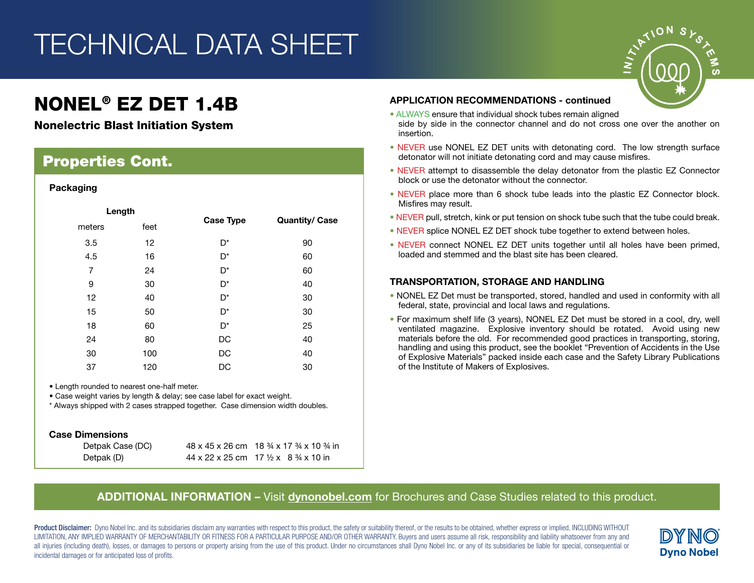# TECHNICAL DATA SHEET

## NONEL® EZ DET 1.4B

**Nonelectric Blast Initiation System**

## Properties Cont.

### Packaging

| Length | | Case Type | Quantity/ Case |
|---|---|---|---|
| meters | feet | | |
| 3.5 | 12 | D* | 90 |
| 4.5 | 16 | D* | 60 |
| 7 | 24 | D* | 60 |
| 9 | 30 | D* | 40 |
| 12 | 40 | D* | 30 |
| 15 | 50 | D* | 30 |
| 18 | 60 | D* | 25 |
| 24 | 80 | DC | 40 |
| 30 | 100 | DC | 40 |
| 37 | 120 | DC | 30 |

- Length rounded to nearest one-half meter.
- Case weight varies by length & delay; see case label for exact weight.

* Always shipped with 2 cases strapped together. Case dimension width doubles.

### Case Dimensions

| | | |
|---|---|---|
| Detpak Case (DC) | 48 x 45 x 26 cm | 18 ¾ x 17 ¾ x 10 ¾ in |
| Detpak (D) | 44 x 22 x 25 cm | 17 ½ x 8 ¾ x 10 in |

### APPLICATION RECOMMENDATIONS - continued

- ALWAYS ensure that individual shock tubes remain aligned side by side in the connector channel and do not cross one over the another on insertion.
- NEVER use NONEL EZ DET units with detonating cord. The low strength surface detonator will not initiate detonating cord and may cause misfires.
- NEVER attempt to disassemble the delay detonator from the plastic EZ Connector block or use the detonator without the connector.
- NEVER place more than 6 shock tube leads into the plastic EZ Connector block. Misfires may result.
- NEVER pull, stretch, kink or put tension on shock tube such that the tube could break.
- NEVER splice NONEL EZ DET shock tube together to extend between holes.
- NEVER connect NONEL EZ DET units together until all holes have been primed, loaded and stemmed and the blast site has been cleared.

### TRANSPORTATION, STORAGE AND HANDLING

- NONEL EZ Det must be transported, stored, handled and used in conformity with all federal, state, provincial and local laws and regulations.
- For maximum shelf life (3 years), NONEL EZ Det must be stored in a cool, dry, well ventilated magazine. Explosive inventory should be rotated. Avoid using new materials before the old. For recommended good practices in transporting, storing, handling and using this product, see the booklet "Prevention of Accidents in the Use of Explosive Materials" packed inside each case and the Safety Library Publications of the Institute of Makers of Explosives.

**ADDITIONAL INFORMATION –** Visit **dynonobel.com** for Brochures and Case Studies related to this product.

**Product Disclaimer:** Dyno Nobel Inc. and its subsidiaries disclaim any warranties with respect to this product, the safety or suitability thereof, or the results to be obtained, whether express or implied, INCLUDING WITHOUT LIMITATION, ANY IMPLIED WARRANTY OF MERCHANTABILITY OR FITNESS FOR A PARTICULAR PURPOSE AND/OR OTHER WARRANTY. Buyers and users assume all risk, responsibility and liability whatsoever from any and all injuries (including death), losses, or damages to persons or property arising from the use of this product. Under no circumstances shall Dyno Nobel Inc. or any of its subsidiaries be liable for special, consequential or incidental damages or for anticipated loss of profits.

DYNO
Dyno Nobel